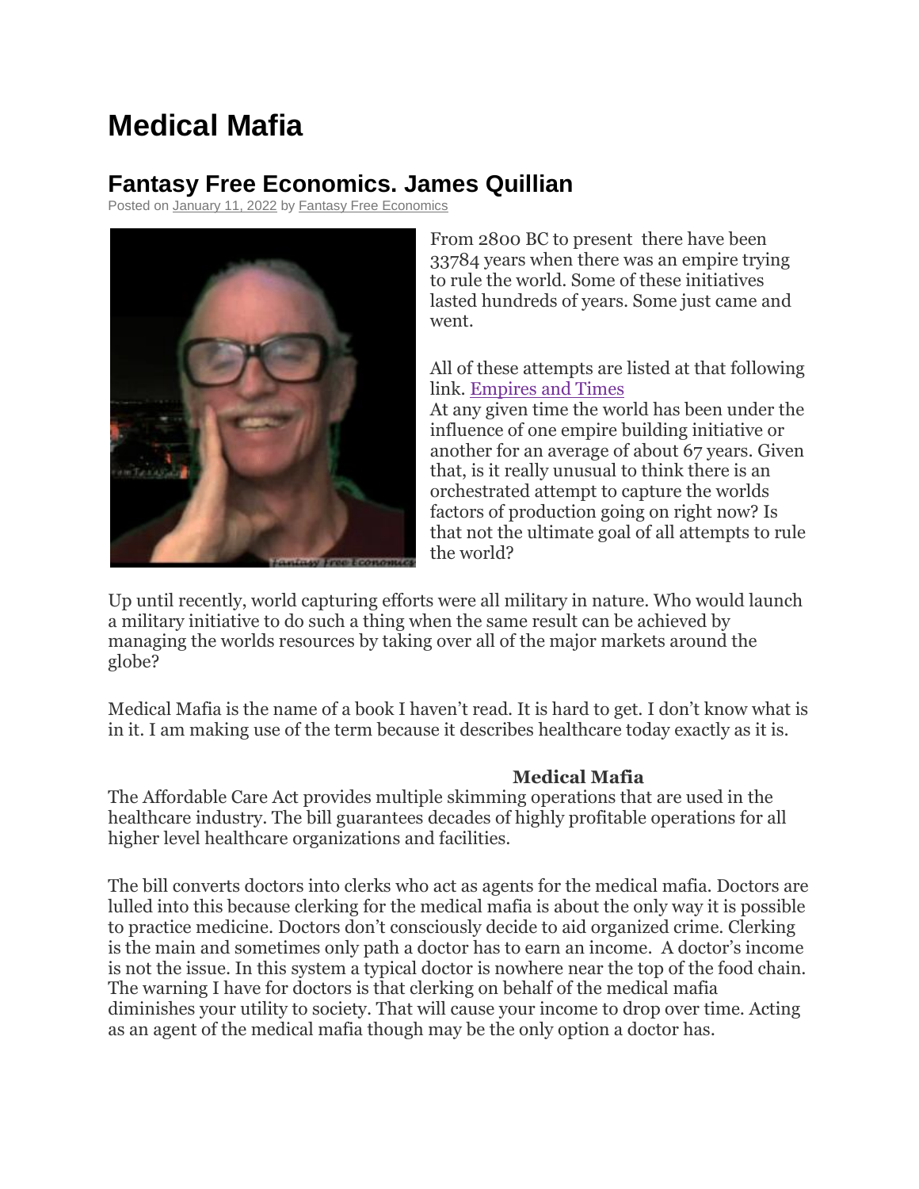# Medical Mafia

## Fantasy Free Economics. James Quillian

Posted on January 11, 2022 by Fantasy Free Economics

From 2800 BC to present there have been 33784 years when there was an empire trying to rule the world. Some of these initiatives lasted hundreds of years. Some just came and went.

All of these attempts are listed at that following link. [Empires and Times](Empires and Times)
At any given time the world has been under the influence of one empire building initiative or another for an average of about 67 years. Given that, is it really unusual to think there is an orchestrated attempt to capture the worlds factors of production going on right now? Is that not the ultimate goal of all attempts to rule the world?

Up until recently, world capturing efforts were all military in nature. Who would launch a military initiative to do such a thing when the same result can be achieved by managing the worlds resources by taking over all of the major markets around the globe?

Medical Mafia is the name of a book I haven't read. It is hard to get. I don't know what is in it. I am making use of the term because it describes healthcare today exactly as it is.

**Medical Mafia**

The Affordable Care Act provides multiple skimming operations that are used in the healthcare industry. The bill guarantees decades of highly profitable operations for all higher level healthcare organizations and facilities.

The bill converts doctors into clerks who act as agents for the medical mafia. Doctors are lulled into this because clerking for the medical mafia is about the only way it is possible to practice medicine. Doctors don't consciously decide to aid organized crime. Clerking is the main and sometimes only path a doctor has to earn an income. A doctor's income is not the issue. In this system a typical doctor is nowhere near the top of the food chain. The warning I have for doctors is that clerking on behalf of the medical mafia diminishes your utility to society. That will cause your income to drop over time. Acting as an agent of the medical mafia though may be the only option a doctor has.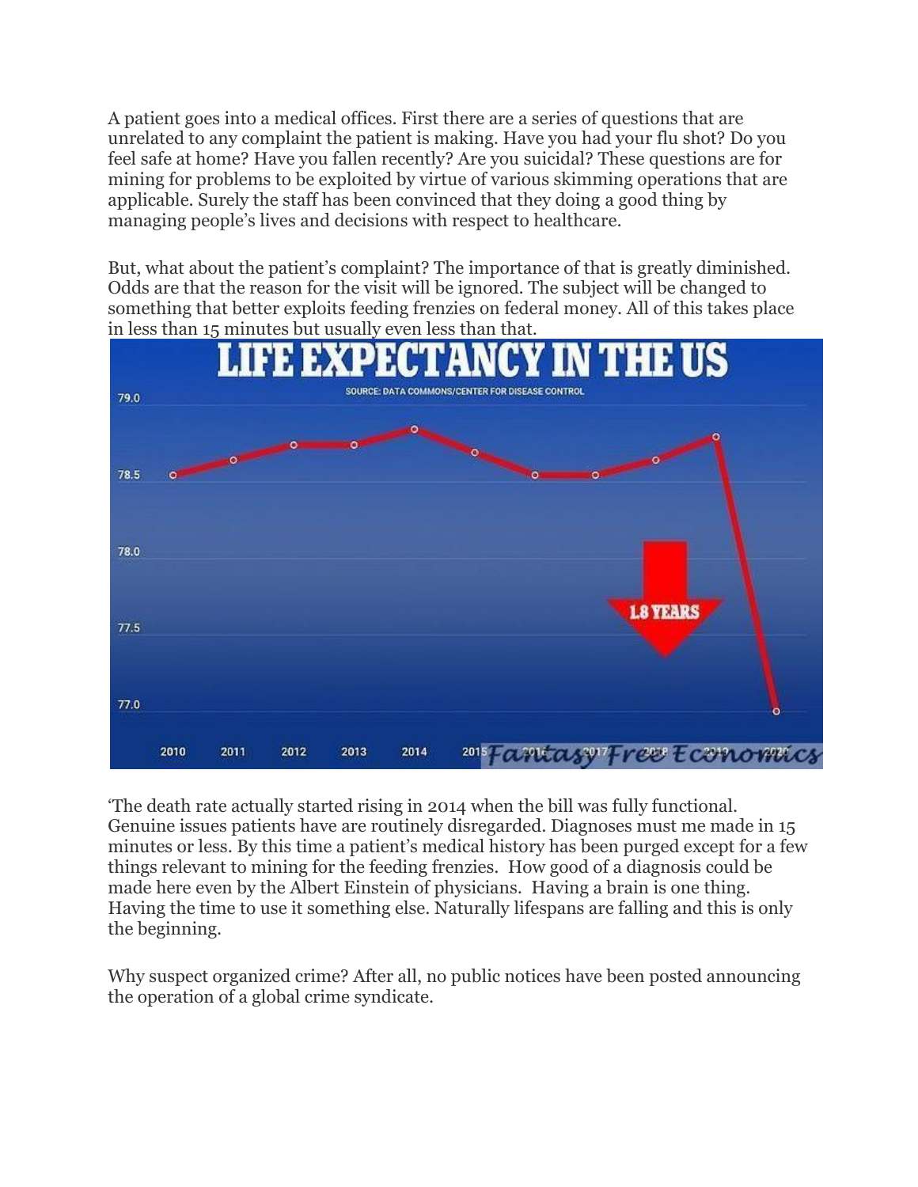A patient goes into a medical offices. First there are a series of questions that are unrelated to any complaint the patient is making. Have you had your flu shot? Do you feel safe at home? Have you fallen recently? Are you suicidal? These questions are for mining for problems to be exploited by virtue of various skimming operations that are applicable. Surely the staff has been convinced that they doing a good thing by managing people's lives and decisions with respect to healthcare.

But, what about the patient's complaint? The importance of that is greatly diminished. Odds are that the reason for the visit will be ignored. The subject will be changed to something that better exploits feeding frenzies on federal money. All of this takes place in less than 15 minutes but usually even less than that.

'The death rate actually started rising in 2014 when the bill was fully functional. Genuine issues patients have are routinely disregarded. Diagnoses must me made in 15 minutes or less. By this time a patient's medical history has been purged except for a few things relevant to mining for the feeding frenzies. How good of a diagnosis could be made here even by the Albert Einstein of physicians. Having a brain is one thing. Having the time to use it something else. Naturally lifespans are falling and this is only the beginning.

Why suspect organized crime? After all, no public notices have been posted announcing the operation of a global crime syndicate.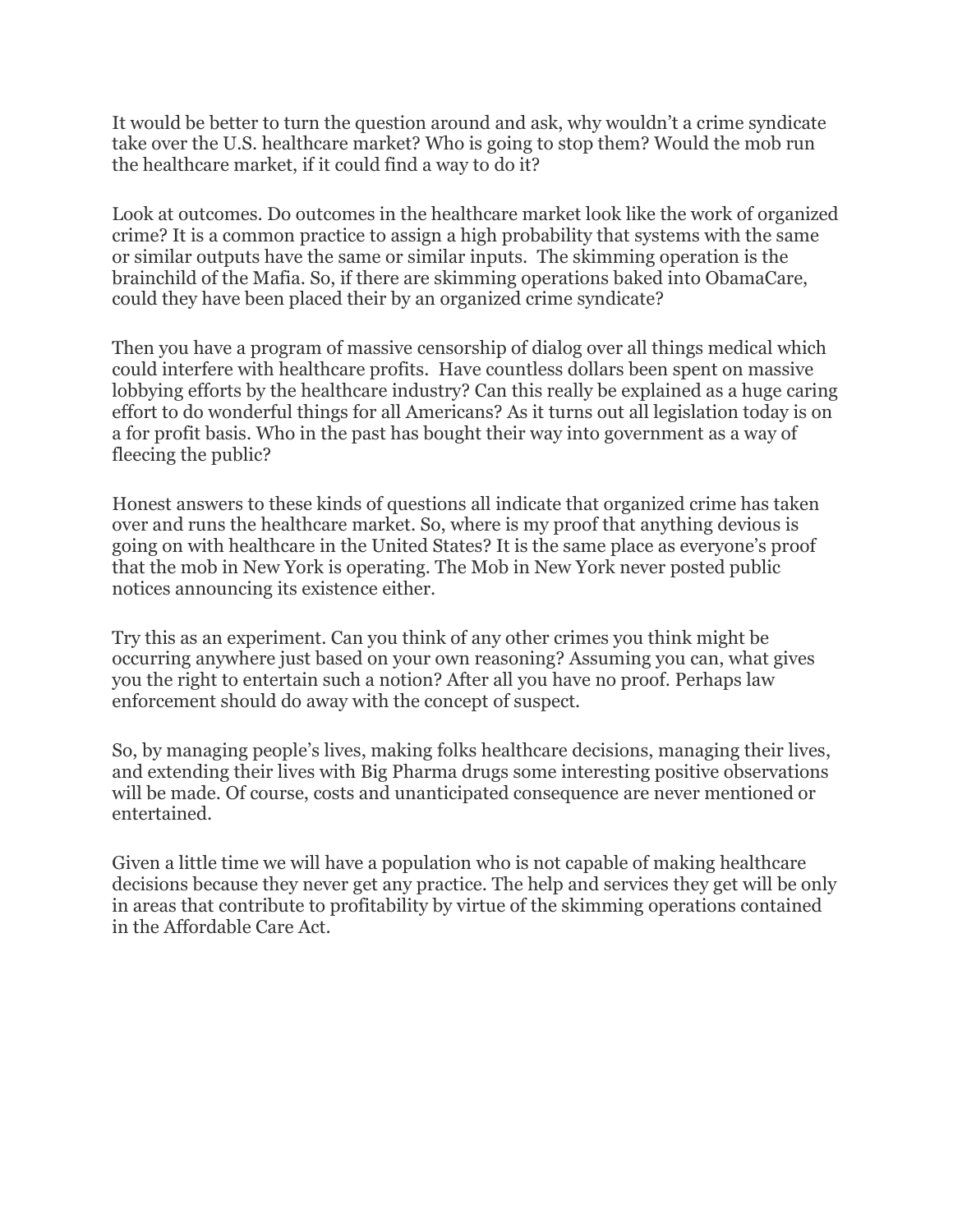It would be better to turn the question around and ask, why wouldn't a crime syndicate take over the U.S. healthcare market? Who is going to stop them? Would the mob run the healthcare market, if it could find a way to do it?

Look at outcomes. Do outcomes in the healthcare market look like the work of organized crime? It is a common practice to assign a high probability that systems with the same or similar outputs have the same or similar inputs. The skimming operation is the brainchild of the Mafia. So, if there are skimming operations baked into ObamaCare, could they have been placed their by an organized crime syndicate?

Then you have a program of massive censorship of dialog over all things medical which could interfere with healthcare profits. Have countless dollars been spent on massive lobbying efforts by the healthcare industry? Can this really be explained as a huge caring effort to do wonderful things for all Americans? As it turns out all legislation today is on a for profit basis. Who in the past has bought their way into government as a way of fleecing the public?

Honest answers to these kinds of questions all indicate that organized crime has taken over and runs the healthcare market. So, where is my proof that anything devious is going on with healthcare in the United States? It is the same place as everyone's proof that the mob in New York is operating. The Mob in New York never posted public notices announcing its existence either.

Try this as an experiment. Can you think of any other crimes you think might be occurring anywhere just based on your own reasoning? Assuming you can, what gives you the right to entertain such a notion? After all you have no proof. Perhaps law enforcement should do away with the concept of suspect.

So, by managing people's lives, making folks healthcare decisions, managing their lives, and extending their lives with Big Pharma drugs some interesting positive observations will be made. Of course, costs and unanticipated consequence are never mentioned or entertained.

Given a little time we will have a population who is not capable of making healthcare decisions because they never get any practice. The help and services they get will be only in areas that contribute to profitability by virtue of the skimming operations contained in the Affordable Care Act.